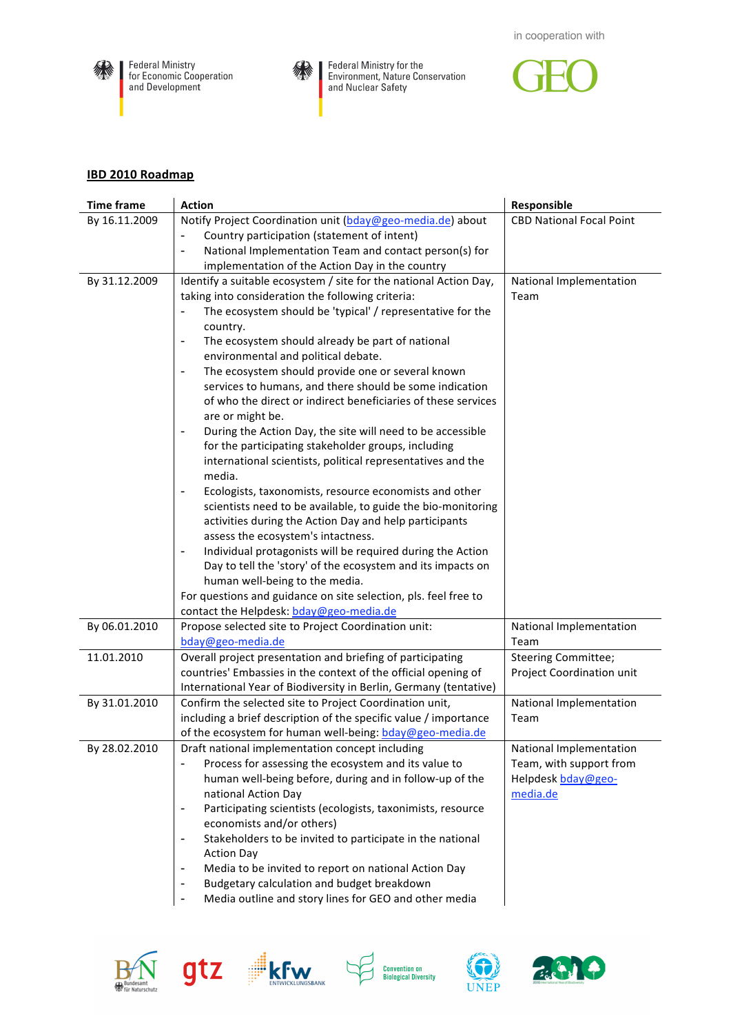in cooperation with

Federal Ministry for Economic Cooperation and Development

Federal Ministry for the Environment, Nature Conservation and Nuclear Safety

GEO

**IBD 2010 Roadmap**

| Time frame | Action | Responsible |
|---|---|---|
| By 16.11.2009 | Notify Project Coordination unit (bday@geo-media.de) about<br>- Country participation (statement of intent)<br>- National Implementation Team and contact person(s) for implementation of the Action Day in the country | CBD National Focal Point |
| By 31.12.2009 | Identify a suitable ecosystem / site for the national Action Day, taking into consideration the following criteria:<br>- The ecosystem should be 'typical' / representative for the country.<br>- The ecosystem should already be part of national environmental and political debate.<br>- The ecosystem should provide one or several known services to humans, and there should be some indication of who the direct or indirect beneficiaries of these services are or might be.<br>- During the Action Day, the site will need to be accessible for the participating stakeholder groups, including international scientists, political representatives and the media.<br>- Ecologists, taxonomists, resource economists and other scientists need to be available, to guide the bio-monitoring activities during the Action Day and help participants assess the ecosystem's intactness.<br>- Individual protagonists will be required during the Action Day to tell the 'story' of the ecosystem and its impacts on human well-being to the media.<br>For questions and guidance on site selection, pls. feel free to contact the Helpdesk: bday@geo-media.de | National Implementation Team |
| By 06.01.2010 | Propose selected site to Project Coordination unit: bday@geo-media.de | National Implementation Team |
| 11.01.2010 | Overall project presentation and briefing of participating countries' Embassies in the context of the official opening of International Year of Biodiversity in Berlin, Germany (tentative) | Steering Committee; Project Coordination unit |
| By 31.01.2010 | Confirm the selected site to Project Coordination unit, including a brief description of the specific value / importance of the ecosystem for human well-being: bday@geo-media.de | National Implementation Team |
| By 28.02.2010 | Draft national implementation concept including<br>- Process for assessing the ecosystem and its value to human well-being before, during and in follow-up of the national Action Day<br>- Participating scientists (ecologists, taxonimists, resource economists and/or others)<br>- Stakeholders to be invited to participate in the national Action Day<br>- Media to be invited to report on national Action Day<br>- Budgetary calculation and budget breakdown<br>- Media outline and story lines for GEO and other media | National Implementation Team, with support from Helpdesk bday@geo-media.de |

BfN Bundesamt für Naturschutz · gtz · kfw Entwicklungsbank · Convention on Biological Diversity · UNEP · 2010 International Year of Biodiversity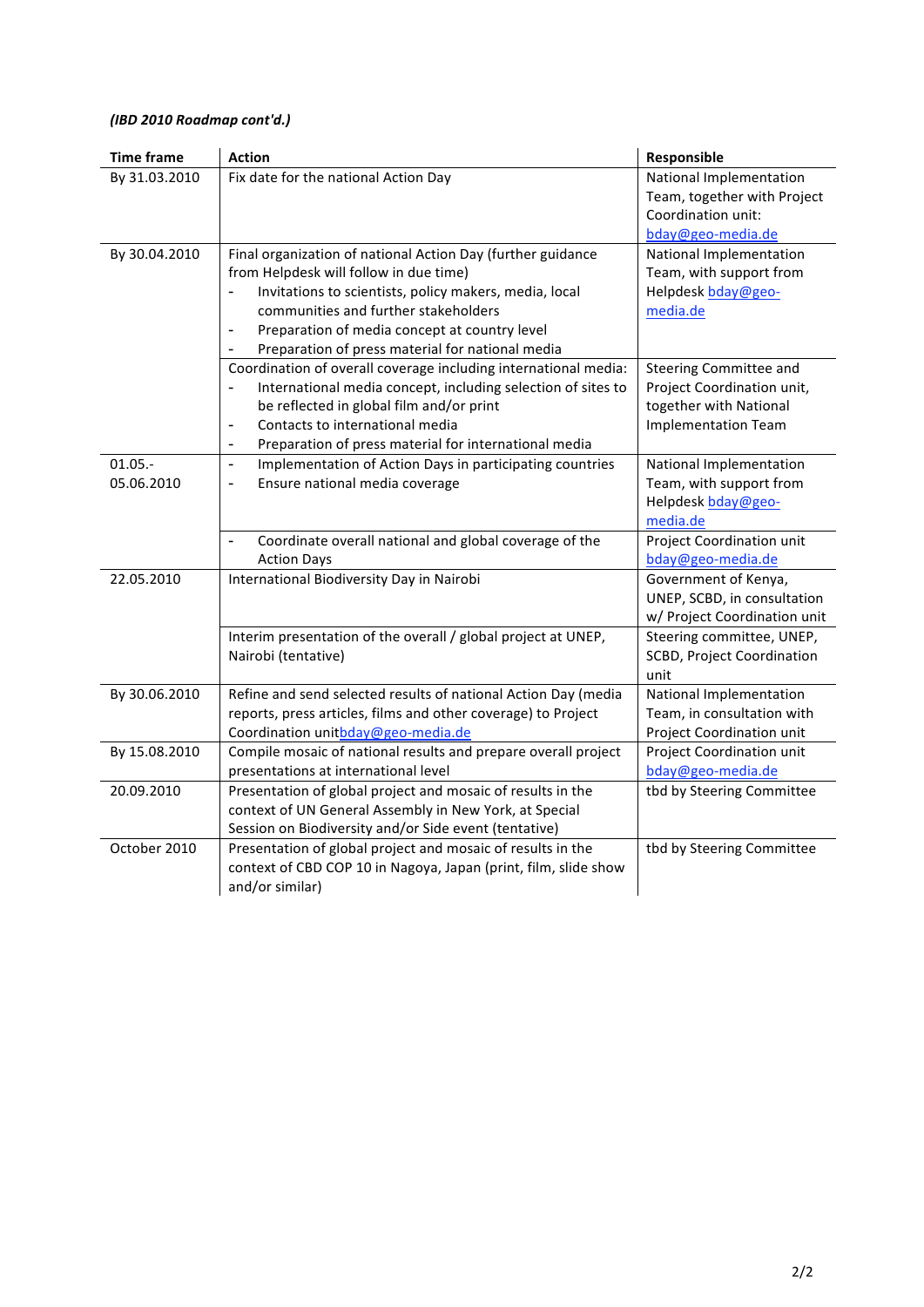*(IBD 2010 Roadmap cont'd.)*

| Time frame | Action | Responsible |
|---|---|---|
| By 31.03.2010 | Fix date for the national Action Day | National Implementation Team, together with Project Coordination unit: bday@geo-media.de |
| By 30.04.2010 | Final organization of national Action Day (further guidance from Helpdesk will follow in due time)<br>- Invitations to scientists, policy makers, media, local communities and further stakeholders<br>- Preparation of media concept at country level<br>- Preparation of press material for national media | National Implementation Team, with support from Helpdesk bday@geo-media.de |
| | Coordination of overall coverage including international media:<br>- International media concept, including selection of sites to be reflected in global film and/or print<br>- Contacts to international media<br>- Preparation of press material for international media | Steering Committee and Project Coordination unit, together with National Implementation Team |
| 01.05.-05.06.2010 | - Implementation of Action Days in participating countries<br>- Ensure national media coverage | National Implementation Team, with support from Helpdesk bday@geo-media.de |
| | - Coordinate overall national and global coverage of the Action Days | Project Coordination unit bday@geo-media.de |
| 22.05.2010 | International Biodiversity Day in Nairobi | Government of Kenya, UNEP, SCBD, in consultation w/ Project Coordination unit |
| | Interim presentation of the overall / global project at UNEP, Nairobi (tentative) | Steering committee, UNEP, SCBD, Project Coordination unit |
| By 30.06.2010 | Refine and send selected results of national Action Day (media reports, press articles, films and other coverage) to Project Coordination unitbday@geo-media.de | National Implementation Team, in consultation with Project Coordination unit |
| By 15.08.2010 | Compile mosaic of national results and prepare overall project presentations at international level | Project Coordination unit bday@geo-media.de |
| 20.09.2010 | Presentation of global project and mosaic of results in the context of UN General Assembly in New York, at Special Session on Biodiversity and/or Side event (tentative) | tbd by Steering Committee |
| October 2010 | Presentation of global project and mosaic of results in the context of CBD COP 10 in Nagoya, Japan (print, film, slide show and/or similar) | tbd by Steering Committee |